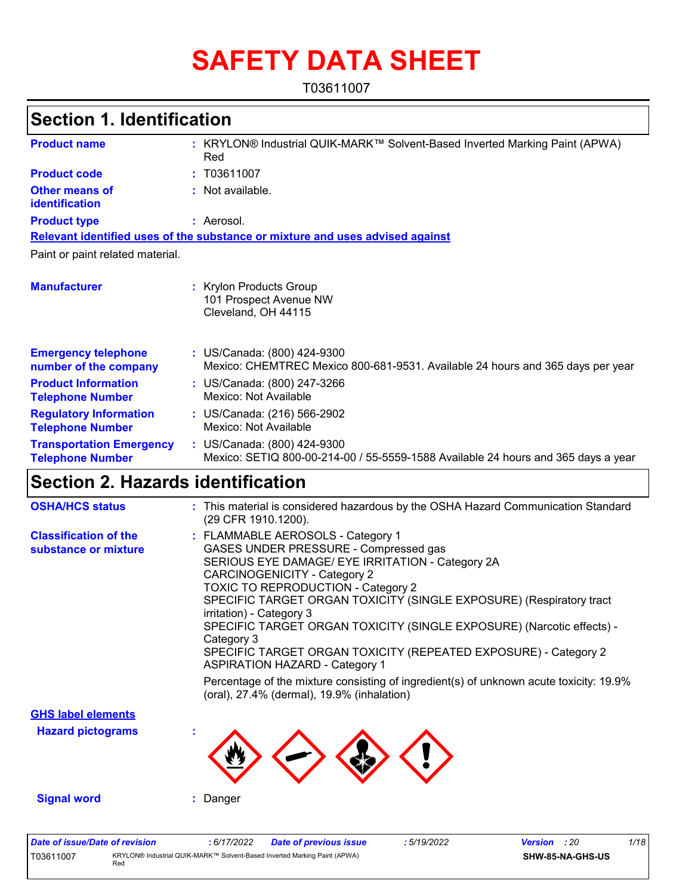# SAFETY DATA SHEET

T03611007

## Section 1. Identification

**Product name** : KRYLON® Industrial QUIK-MARK™ Solvent-Based Inverted Marking Paint (APWA) Red

**Product code** : T03611007

**Other means of identification** : Not available.

**Product type** : Aerosol.

**Relevant identified uses of the substance or mixture and uses advised against**

Paint or paint related material.

**Manufacturer** : Krylon Products Group
101 Prospect Avenue NW
Cleveland, OH 44115

**Emergency telephone number of the company** : US/Canada: (800) 424-9300
Mexico: CHEMTREC Mexico 800-681-9531. Available 24 hours and 365 days per year

**Product Information Telephone Number** : US/Canada: (800) 247-3266
Mexico: Not Available

**Regulatory Information Telephone Number** : US/Canada: (216) 566-2902
Mexico: Not Available

**Transportation Emergency Telephone Number** : US/Canada: (800) 424-9300
Mexico: SETIQ 800-00-214-00 / 55-5559-1588 Available 24 hours and 365 days a year

## Section 2. Hazards identification

**OSHA/HCS status** : This material is considered hazardous by the OSHA Hazard Communication Standard (29 CFR 1910.1200).

**Classification of the substance or mixture** : FLAMMABLE AEROSOLS - Category 1
GASES UNDER PRESSURE - Compressed gas
SERIOUS EYE DAMAGE/ EYE IRRITATION - Category 2A
CARCINOGENICITY - Category 2
TOXIC TO REPRODUCTION - Category 2
SPECIFIC TARGET ORGAN TOXICITY (SINGLE EXPOSURE) (Respiratory tract irritation) - Category 3
SPECIFIC TARGET ORGAN TOXICITY (SINGLE EXPOSURE) (Narcotic effects) - Category 3
SPECIFIC TARGET ORGAN TOXICITY (REPEATED EXPOSURE) - Category 2
ASPIRATION HAZARD - Category 1

Percentage of the mixture consisting of ingredient(s) of unknown acute toxicity: 19.9% (oral), 27.4% (dermal), 19.9% (inhalation)

**GHS label elements**

**Hazard pictograms** :

**Signal word** : Danger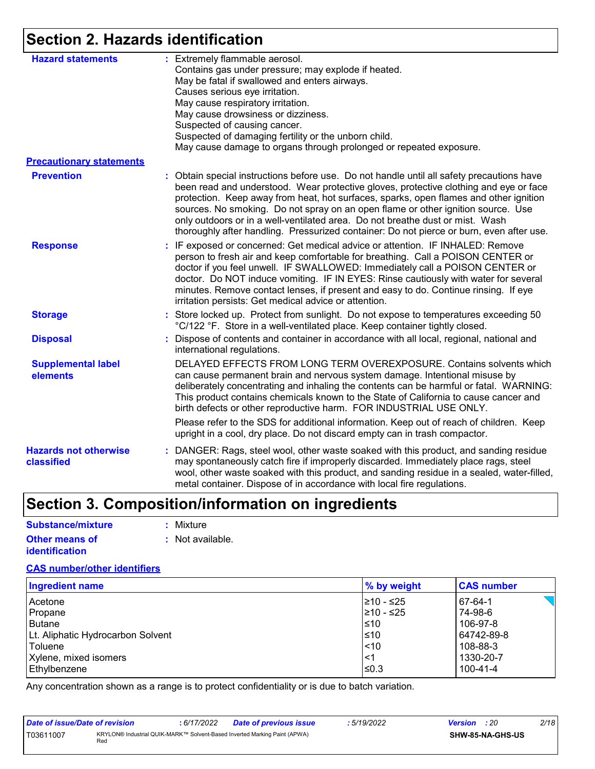## Section 2. Hazards identification

**Hazard statements** : Extremely flammable aerosol.
Contains gas under pressure; may explode if heated.
May be fatal if swallowed and enters airways.
Causes serious eye irritation.
May cause respiratory irritation.
May cause drowsiness or dizziness.
Suspected of causing cancer.
Suspected of damaging fertility or the unborn child.
May cause damage to organs through prolonged or repeated exposure.

**Precautionary statements**

**Prevention** : Obtain special instructions before use. Do not handle until all safety precautions have been read and understood. Wear protective gloves, protective clothing and eye or face protection. Keep away from heat, hot surfaces, sparks, open flames and other ignition sources. No smoking. Do not spray on an open flame or other ignition source. Use only outdoors or in a well-ventilated area. Do not breathe dust or mist. Wash thoroughly after handling. Pressurized container: Do not pierce or burn, even after use.

**Response** : IF exposed or concerned: Get medical advice or attention. IF INHALED: Remove person to fresh air and keep comfortable for breathing. Call a POISON CENTER or doctor if you feel unwell. IF SWALLOWED: Immediately call a POISON CENTER or doctor. Do NOT induce vomiting. IF IN EYES: Rinse cautiously with water for several minutes. Remove contact lenses, if present and easy to do. Continue rinsing. If eye irritation persists: Get medical advice or attention.

**Storage** : Store locked up. Protect from sunlight. Do not expose to temperatures exceeding 50 °C/122 °F. Store in a well-ventilated place. Keep container tightly closed.

**Disposal** : Dispose of contents and container in accordance with all local, regional, national and international regulations.

**Supplemental label elements** DELAYED EFFECTS FROM LONG TERM OVEREXPOSURE. Contains solvents which can cause permanent brain and nervous system damage. Intentional misuse by deliberately concentrating and inhaling the contents can be harmful or fatal. WARNING: This product contains chemicals known to the State of California to cause cancer and birth defects or other reproductive harm. FOR INDUSTRIAL USE ONLY.

Please refer to the SDS for additional information. Keep out of reach of children. Keep upright in a cool, dry place. Do not discard empty can in trash compactor.

**Hazards not otherwise classified** : DANGER: Rags, steel wool, other waste soaked with this product, and sanding residue may spontaneously catch fire if improperly discarded. Immediately place rags, steel wool, other waste soaked with this product, and sanding residue in a sealed, water-filled, metal container. Dispose of in accordance with local fire regulations.

## Section 3. Composition/information on ingredients

**Substance/mixture** : Mixture

**Other means of identification** : Not available.

**CAS number/other identifiers**

| Ingredient name | % by weight | CAS number |
|---|---|---|
| Acetone | ≥10 - ≤25 | 67-64-1 |
| Propane | ≥10 - ≤25 | 74-98-6 |
| Butane | ≤10 | 106-97-8 |
| Lt. Aliphatic Hydrocarbon Solvent | ≤10 | 64742-89-8 |
| Toluene | <10 | 108-88-3 |
| Xylene, mixed isomers | <1 | 1330-20-7 |
| Ethylbenzene | ≤0.3 | 100-41-4 |

Any concentration shown as a range is to protect confidentiality or is due to batch variation.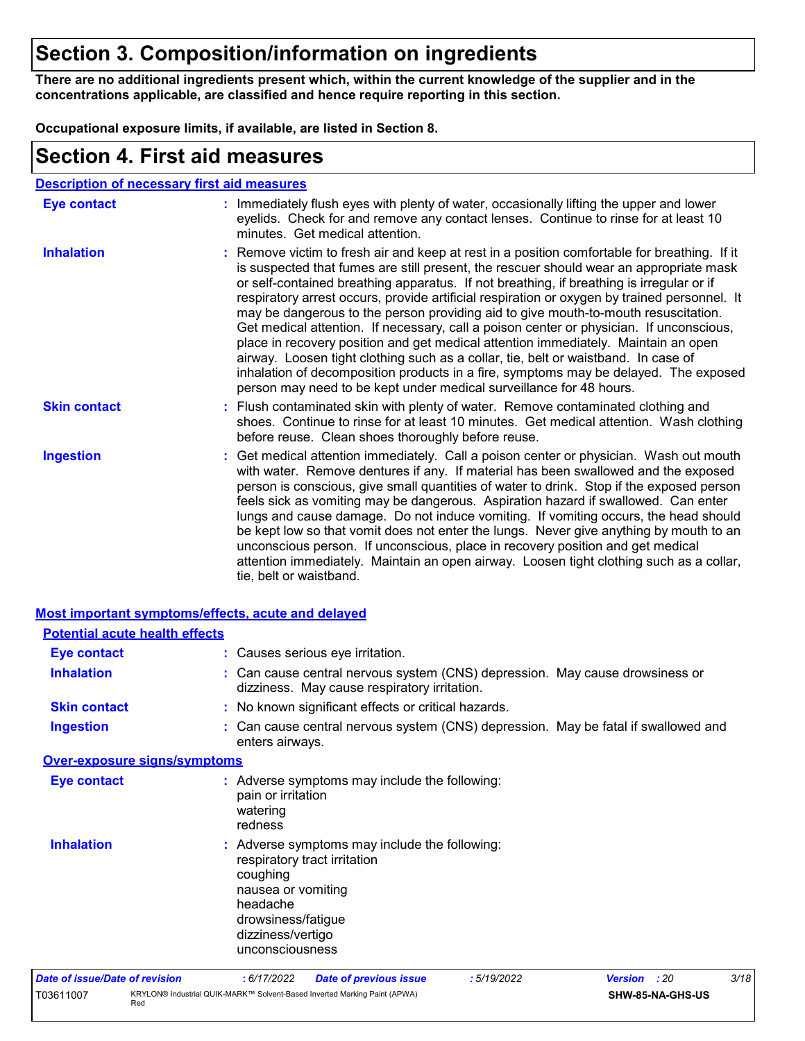# Section 3. Composition/information on ingredients

**There are no additional ingredients present which, within the current knowledge of the supplier and in the concentrations applicable, are classified and hence require reporting in this section.**

**Occupational exposure limits, if available, are listed in Section 8.**

# Section 4. First aid measures

## Description of necessary first aid measures

**Eye contact** : Immediately flush eyes with plenty of water, occasionally lifting the upper and lower eyelids. Check for and remove any contact lenses. Continue to rinse for at least 10 minutes. Get medical attention.

**Inhalation** : Remove victim to fresh air and keep at rest in a position comfortable for breathing. If it is suspected that fumes are still present, the rescuer should wear an appropriate mask or self-contained breathing apparatus. If not breathing, if breathing is irregular or if respiratory arrest occurs, provide artificial respiration or oxygen by trained personnel. It may be dangerous to the person providing aid to give mouth-to-mouth resuscitation. Get medical attention. If necessary, call a poison center or physician. If unconscious, place in recovery position and get medical attention immediately. Maintain an open airway. Loosen tight clothing such as a collar, tie, belt or waistband. In case of inhalation of decomposition products in a fire, symptoms may be delayed. The exposed person may need to be kept under medical surveillance for 48 hours.

**Skin contact** : Flush contaminated skin with plenty of water. Remove contaminated clothing and shoes. Continue to rinse for at least 10 minutes. Get medical attention. Wash clothing before reuse. Clean shoes thoroughly before reuse.

**Ingestion** : Get medical attention immediately. Call a poison center or physician. Wash out mouth with water. Remove dentures if any. If material has been swallowed and the exposed person is conscious, give small quantities of water to drink. Stop if the exposed person feels sick as vomiting may be dangerous. Aspiration hazard if swallowed. Can enter lungs and cause damage. Do not induce vomiting. If vomiting occurs, the head should be kept low so that vomit does not enter the lungs. Never give anything by mouth to an unconscious person. If unconscious, place in recovery position and get medical attention immediately. Maintain an open airway. Loosen tight clothing such as a collar, tie, belt or waistband.

## Most important symptoms/effects, acute and delayed

### Potential acute health effects

**Eye contact** : Causes serious eye irritation.

**Inhalation** : Can cause central nervous system (CNS) depression. May cause drowsiness or dizziness. May cause respiratory irritation.

**Skin contact** : No known significant effects or critical hazards.

**Ingestion** : Can cause central nervous system (CNS) depression. May be fatal if swallowed and enters airways.

### Over-exposure signs/symptoms

**Eye contact** : Adverse symptoms may include the following:
pain or irritation
watering
redness

**Inhalation** : Adverse symptoms may include the following:
respiratory tract irritation
coughing
nausea or vomiting
headache
drowsiness/fatigue
dizziness/vertigo
unconsciousness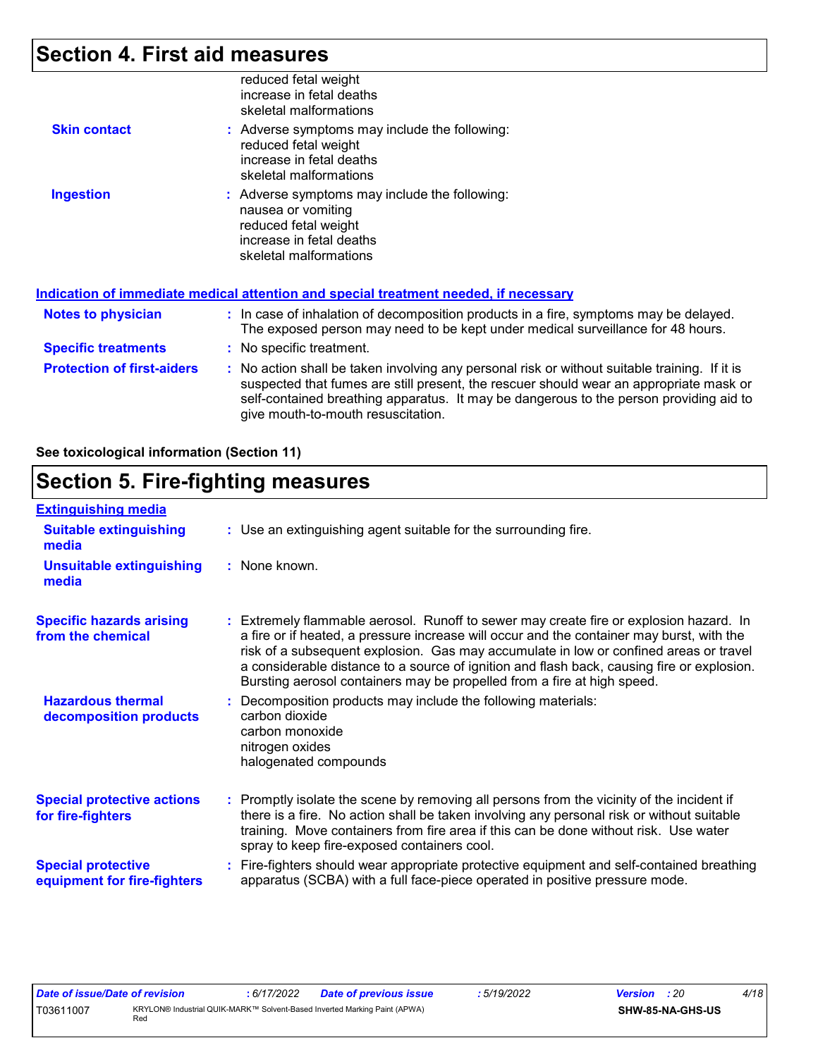## Section 4. First aid measures

reduced fetal weight
increase in fetal deaths
skeletal malformations

**Skin contact** : Adverse symptoms may include the following:
reduced fetal weight
increase in fetal deaths
skeletal malformations

**Ingestion** : Adverse symptoms may include the following:
nausea or vomiting
reduced fetal weight
increase in fetal deaths
skeletal malformations

### Indication of immediate medical attention and special treatment needed, if necessary

**Notes to physician** : In case of inhalation of decomposition products in a fire, symptoms may be delayed. The exposed person may need to be kept under medical surveillance for 48 hours.

**Specific treatments** : No specific treatment.

**Protection of first-aiders** : No action shall be taken involving any personal risk or without suitable training. If it is suspected that fumes are still present, the rescuer should wear an appropriate mask or self-contained breathing apparatus. It may be dangerous to the person providing aid to give mouth-to-mouth resuscitation.

**See toxicological information (Section 11)**

## Section 5. Fire-fighting measures

### Extinguishing media

**Suitable extinguishing media** : Use an extinguishing agent suitable for the surrounding fire.

**Unsuitable extinguishing media** : None known.

**Specific hazards arising from the chemical** : Extremely flammable aerosol. Runoff to sewer may create fire or explosion hazard. In a fire or if heated, a pressure increase will occur and the container may burst, with the risk of a subsequent explosion. Gas may accumulate in low or confined areas or travel a considerable distance to a source of ignition and flash back, causing fire or explosion. Bursting aerosol containers may be propelled from a fire at high speed.

**Hazardous thermal decomposition products** : Decomposition products may include the following materials:
carbon dioxide
carbon monoxide
nitrogen oxides
halogenated compounds

**Special protective actions for fire-fighters** : Promptly isolate the scene by removing all persons from the vicinity of the incident if there is a fire. No action shall be taken involving any personal risk or without suitable training. Move containers from fire area if this can be done without risk. Use water spray to keep fire-exposed containers cool.

**Special protective equipment for fire-fighters** : Fire-fighters should wear appropriate protective equipment and self-contained breathing apparatus (SCBA) with a full face-piece operated in positive pressure mode.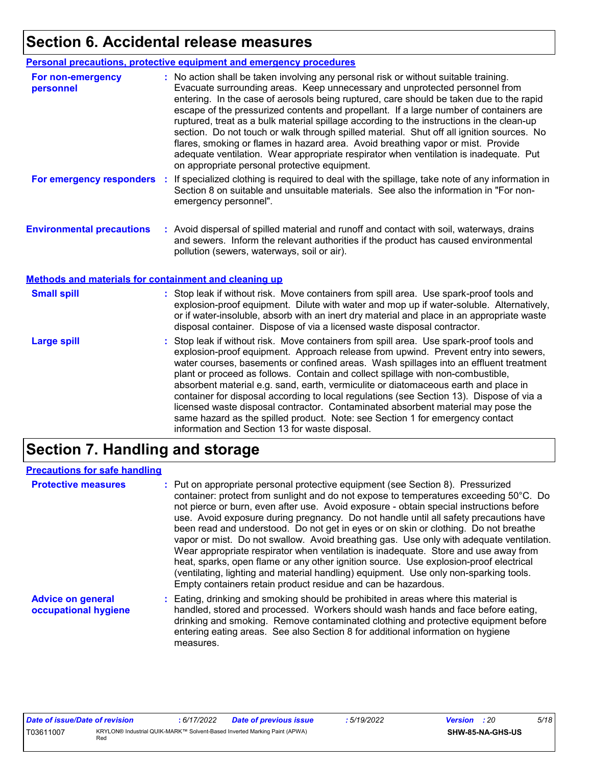# Section 6. Accidental release measures

**Personal precautions, protective equipment and emergency procedures**

**For non-emergency personnel** : No action shall be taken involving any personal risk or without suitable training. Evacuate surrounding areas. Keep unnecessary and unprotected personnel from entering. In the case of aerosols being ruptured, care should be taken due to the rapid escape of the pressurized contents and propellant. If a large number of containers are ruptured, treat as a bulk material spillage according to the instructions in the clean-up section. Do not touch or walk through spilled material. Shut off all ignition sources. No flares, smoking or flames in hazard area. Avoid breathing vapor or mist. Provide adequate ventilation. Wear appropriate respirator when ventilation is inadequate. Put on appropriate personal protective equipment.

**For emergency responders** : If specialized clothing is required to deal with the spillage, take note of any information in Section 8 on suitable and unsuitable materials. See also the information in "For non-emergency personnel".

**Environmental precautions** : Avoid dispersal of spilled material and runoff and contact with soil, waterways, drains and sewers. Inform the relevant authorities if the product has caused environmental pollution (sewers, waterways, soil or air).

**Methods and materials for containment and cleaning up**

**Small spill** : Stop leak if without risk. Move containers from spill area. Use spark-proof tools and explosion-proof equipment. Dilute with water and mop up if water-soluble. Alternatively, or if water-insoluble, absorb with an inert dry material and place in an appropriate waste disposal container. Dispose of via a licensed waste disposal contractor.

**Large spill** : Stop leak if without risk. Move containers from spill area. Use spark-proof tools and explosion-proof equipment. Approach release from upwind. Prevent entry into sewers, water courses, basements or confined areas. Wash spillages into an effluent treatment plant or proceed as follows. Contain and collect spillage with non-combustible, absorbent material e.g. sand, earth, vermiculite or diatomaceous earth and place in container for disposal according to local regulations (see Section 13). Dispose of via a licensed waste disposal contractor. Contaminated absorbent material may pose the same hazard as the spilled product. Note: see Section 1 for emergency contact information and Section 13 for waste disposal.

# Section 7. Handling and storage

**Precautions for safe handling**

**Protective measures** : Put on appropriate personal protective equipment (see Section 8). Pressurized container: protect from sunlight and do not expose to temperatures exceeding 50°C. Do not pierce or burn, even after use. Avoid exposure - obtain special instructions before use. Avoid exposure during pregnancy. Do not handle until all safety precautions have been read and understood. Do not get in eyes or on skin or clothing. Do not breathe vapor or mist. Do not swallow. Avoid breathing gas. Use only with adequate ventilation. Wear appropriate respirator when ventilation is inadequate. Store and use away from heat, sparks, open flame or any other ignition source. Use explosion-proof electrical (ventilating, lighting and material handling) equipment. Use only non-sparking tools. Empty containers retain product residue and can be hazardous.

**Advice on general occupational hygiene** : Eating, drinking and smoking should be prohibited in areas where this material is handled, stored and processed. Workers should wash hands and face before eating, drinking and smoking. Remove contaminated clothing and protective equipment before entering eating areas. See also Section 8 for additional information on hygiene measures.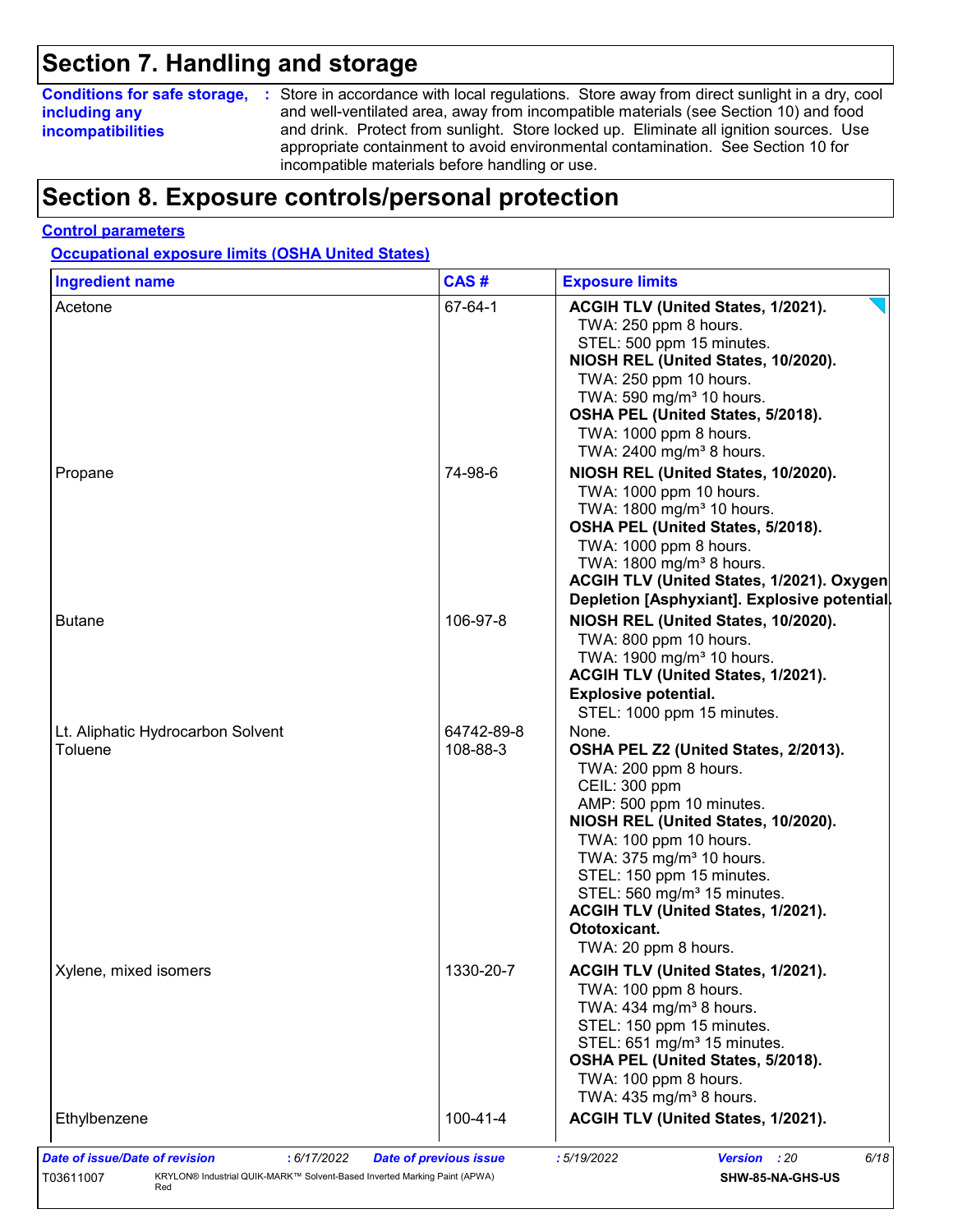# Section 7. Handling and storage

**Conditions for safe storage, including any incompatibilities** : Store in accordance with local regulations. Store away from direct sunlight in a dry, cool and well-ventilated area, away from incompatible materials (see Section 10) and food and drink. Protect from sunlight. Store locked up. Eliminate all ignition sources. Use appropriate containment to avoid environmental contamination. See Section 10 for incompatible materials before handling or use.

# Section 8. Exposure controls/personal protection

**Control parameters**

**Occupational exposure limits (OSHA United States)**

| Ingredient name | CAS # | Exposure limits |
|---|---|---|
| Acetone | 67-64-1 | **ACGIH TLV (United States, 1/2021).**<br>TWA: 250 ppm 8 hours.<br>STEL: 500 ppm 15 minutes.<br>**NIOSH REL (United States, 10/2020).**<br>TWA: 250 ppm 10 hours.<br>TWA: 590 mg/m³ 10 hours.<br>**OSHA PEL (United States, 5/2018).**<br>TWA: 1000 ppm 8 hours.<br>TWA: 2400 mg/m³ 8 hours. |
| Propane | 74-98-6 | **NIOSH REL (United States, 10/2020).**<br>TWA: 1000 ppm 10 hours.<br>TWA: 1800 mg/m³ 10 hours.<br>**OSHA PEL (United States, 5/2018).**<br>TWA: 1000 ppm 8 hours.<br>TWA: 1800 mg/m³ 8 hours.<br>**ACGIH TLV (United States, 1/2021). Oxygen Depletion [Asphyxiant]. Explosive potential.** |
| Butane | 106-97-8 | **NIOSH REL (United States, 10/2020).**<br>TWA: 800 ppm 10 hours.<br>TWA: 1900 mg/m³ 10 hours.<br>**ACGIH TLV (United States, 1/2021). Explosive potential.**<br>STEL: 1000 ppm 15 minutes. |
| Lt. Aliphatic Hydrocarbon Solvent | 64742-89-8 | None. |
| Toluene | 108-88-3 | **OSHA PEL Z2 (United States, 2/2013).**<br>TWA: 200 ppm 8 hours.<br>CEIL: 300 ppm<br>AMP: 500 ppm 10 minutes.<br>**NIOSH REL (United States, 10/2020).**<br>TWA: 100 ppm 10 hours.<br>TWA: 375 mg/m³ 10 hours.<br>STEL: 150 ppm 15 minutes.<br>STEL: 560 mg/m³ 15 minutes.<br>**ACGIH TLV (United States, 1/2021). Ototoxicant.**<br>TWA: 20 ppm 8 hours. |
| Xylene, mixed isomers | 1330-20-7 | **ACGIH TLV (United States, 1/2021).**<br>TWA: 100 ppm 8 hours.<br>TWA: 434 mg/m³ 8 hours.<br>STEL: 150 ppm 15 minutes.<br>STEL: 651 mg/m³ 15 minutes.<br>**OSHA PEL (United States, 5/2018).**<br>TWA: 100 ppm 8 hours.<br>TWA: 435 mg/m³ 8 hours. |
| Ethylbenzene | 100-41-4 | **ACGIH TLV (United States, 1/2021).** |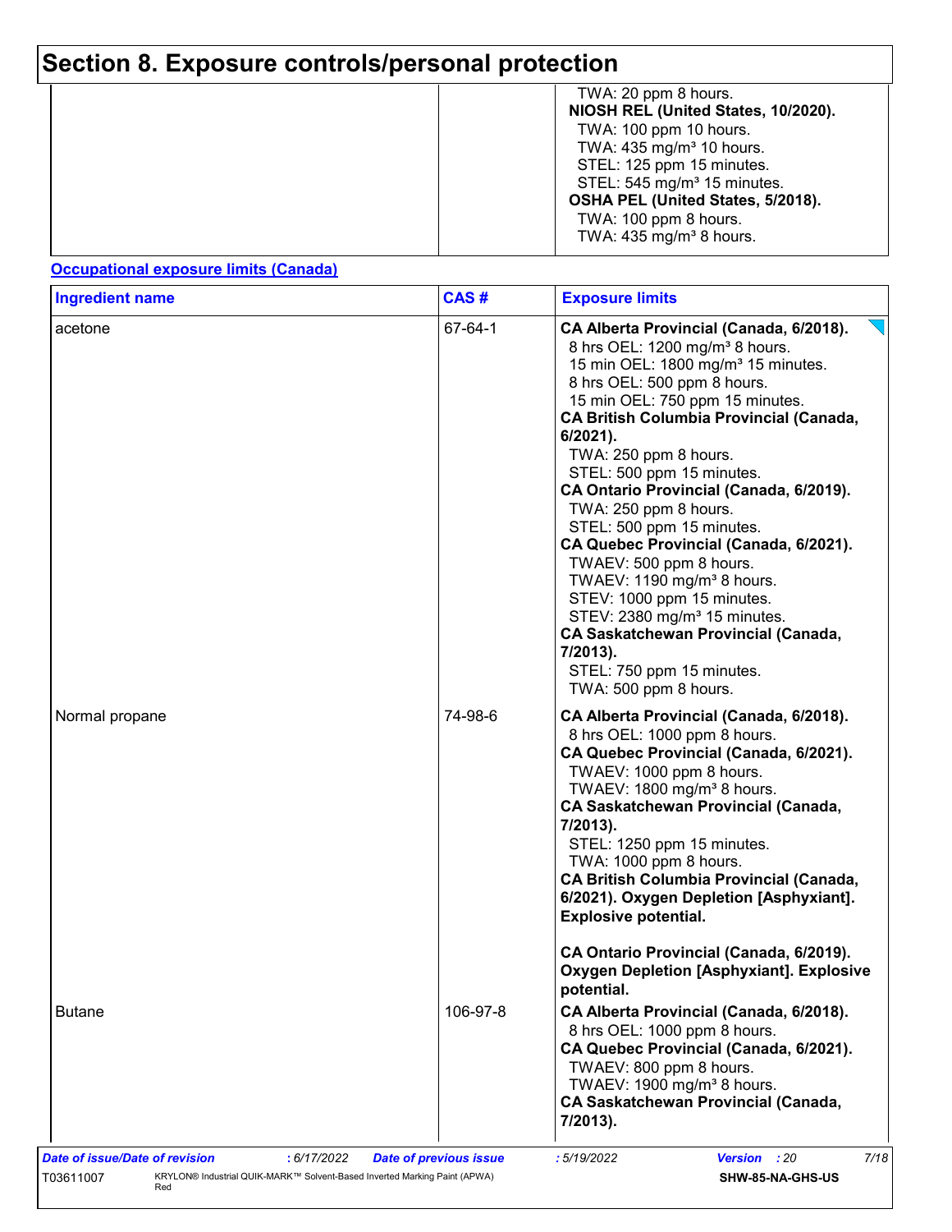# Section 8. Exposure controls/personal protection

| | | |
|---|---|---|
| | | TWA: 20 ppm 8 hours.<br>**NIOSH REL (United States, 10/2020).**<br>TWA: 100 ppm 10 hours.<br>TWA: 435 mg/m³ 10 hours.<br>STEL: 125 ppm 15 minutes.<br>STEL: 545 mg/m³ 15 minutes.<br>**OSHA PEL (United States, 5/2018).**<br>TWA: 100 ppm 8 hours.<br>TWA: 435 mg/m³ 8 hours. |

**Occupational exposure limits (Canada)**

| Ingredient name | CAS # | Exposure limits |
|---|---|---|
| acetone | 67-64-1 | **CA Alberta Provincial (Canada, 6/2018).**<br>8 hrs OEL: 1200 mg/m³ 8 hours.<br>15 min OEL: 1800 mg/m³ 15 minutes.<br>8 hrs OEL: 500 ppm 8 hours.<br>15 min OEL: 750 ppm 15 minutes.<br>**CA British Columbia Provincial (Canada, 6/2021).**<br>TWA: 250 ppm 8 hours.<br>STEL: 500 ppm 15 minutes.<br>**CA Ontario Provincial (Canada, 6/2019).**<br>TWA: 250 ppm 8 hours.<br>STEL: 500 ppm 15 minutes.<br>**CA Quebec Provincial (Canada, 6/2021).**<br>TWAEV: 500 ppm 8 hours.<br>TWAEV: 1190 mg/m³ 8 hours.<br>STEV: 1000 ppm 15 minutes.<br>STEV: 2380 mg/m³ 15 minutes.<br>**CA Saskatchewan Provincial (Canada, 7/2013).**<br>STEL: 750 ppm 15 minutes.<br>TWA: 500 ppm 8 hours. |
| Normal propane | 74-98-6 | **CA Alberta Provincial (Canada, 6/2018).**<br>8 hrs OEL: 1000 ppm 8 hours.<br>**CA Quebec Provincial (Canada, 6/2021).**<br>TWAEV: 1000 ppm 8 hours.<br>TWAEV: 1800 mg/m³ 8 hours.<br>**CA Saskatchewan Provincial (Canada, 7/2013).**<br>STEL: 1250 ppm 15 minutes.<br>TWA: 1000 ppm 8 hours.<br>**CA British Columbia Provincial (Canada, 6/2021). Oxygen Depletion [Asphyxiant]. Explosive potential.**<br>**CA Ontario Provincial (Canada, 6/2019). Oxygen Depletion [Asphyxiant]. Explosive potential.** |
| Butane | 106-97-8 | **CA Alberta Provincial (Canada, 6/2018).**<br>8 hrs OEL: 1000 ppm 8 hours.<br>**CA Quebec Provincial (Canada, 6/2021).**<br>TWAEV: 800 ppm 8 hours.<br>TWAEV: 1900 mg/m³ 8 hours.<br>**CA Saskatchewan Provincial (Canada, 7/2013).** |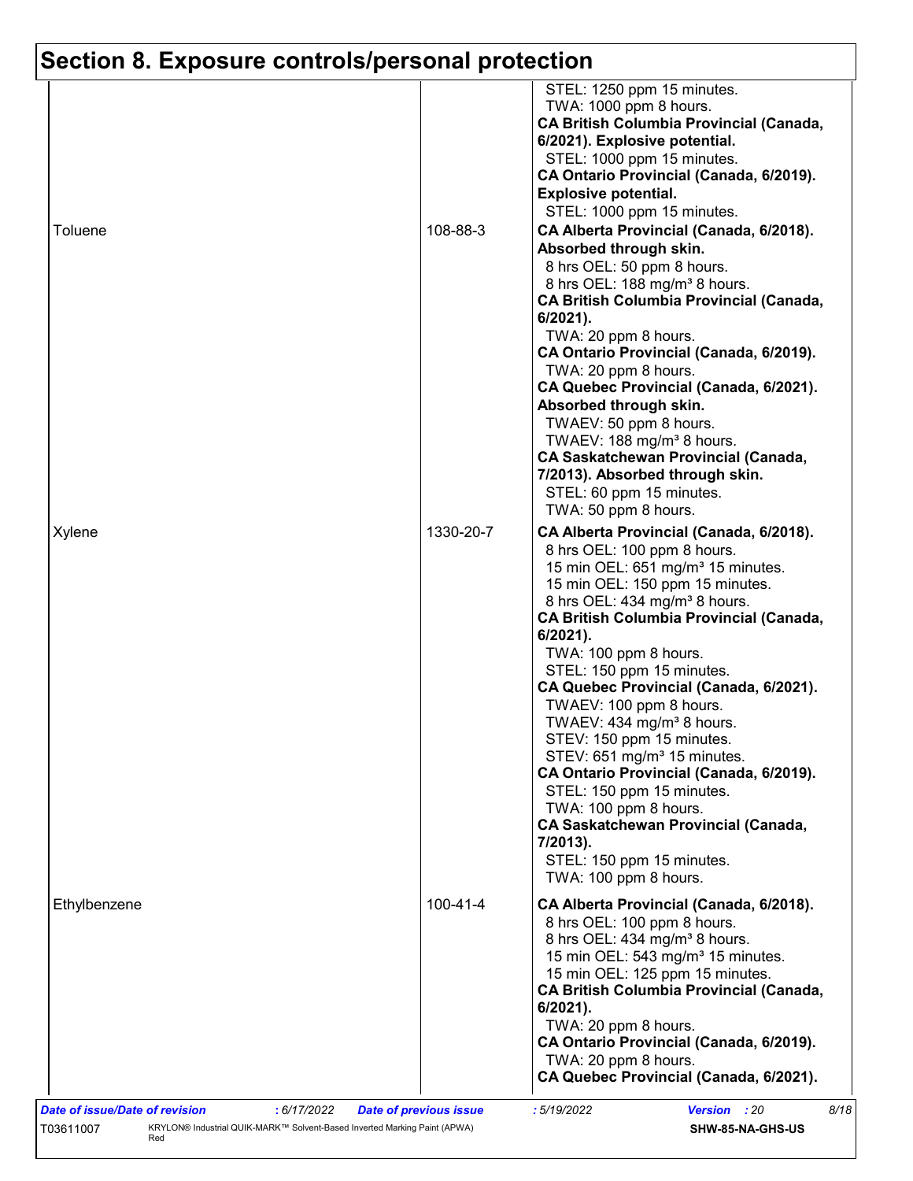## Section 8. Exposure controls/personal protection

| | | |
|---|---|---|
| | | STEL: 1250 ppm 15 minutes.<br>TWA: 1000 ppm 8 hours.<br>**CA British Columbia Provincial (Canada, 6/2021). Explosive potential.**<br>STEL: 1000 ppm 15 minutes.<br>**CA Ontario Provincial (Canada, 6/2019). Explosive potential.**<br>STEL: 1000 ppm 15 minutes. |
| Toluene | 108-88-3 | **CA Alberta Provincial (Canada, 6/2018). Absorbed through skin.**<br>8 hrs OEL: 50 ppm 8 hours.<br>8 hrs OEL: 188 mg/m³ 8 hours.<br>**CA British Columbia Provincial (Canada, 6/2021).**<br>TWA: 20 ppm 8 hours.<br>**CA Ontario Provincial (Canada, 6/2019).**<br>TWA: 20 ppm 8 hours.<br>**CA Quebec Provincial (Canada, 6/2021). Absorbed through skin.**<br>TWAEV: 50 ppm 8 hours.<br>TWAEV: 188 mg/m³ 8 hours.<br>**CA Saskatchewan Provincial (Canada, 7/2013). Absorbed through skin.**<br>STEL: 60 ppm 15 minutes.<br>TWA: 50 ppm 8 hours. |
| Xylene | 1330-20-7 | **CA Alberta Provincial (Canada, 6/2018).**<br>8 hrs OEL: 100 ppm 8 hours.<br>15 min OEL: 651 mg/m³ 15 minutes.<br>15 min OEL: 150 ppm 15 minutes.<br>8 hrs OEL: 434 mg/m³ 8 hours.<br>**CA British Columbia Provincial (Canada, 6/2021).**<br>TWA: 100 ppm 8 hours.<br>STEL: 150 ppm 15 minutes.<br>**CA Quebec Provincial (Canada, 6/2021).**<br>TWAEV: 100 ppm 8 hours.<br>TWAEV: 434 mg/m³ 8 hours.<br>STEV: 150 ppm 15 minutes.<br>STEV: 651 mg/m³ 15 minutes.<br>**CA Ontario Provincial (Canada, 6/2019).**<br>STEL: 150 ppm 15 minutes.<br>TWA: 100 ppm 8 hours.<br>**CA Saskatchewan Provincial (Canada, 7/2013).**<br>STEL: 150 ppm 15 minutes.<br>TWA: 100 ppm 8 hours. |
| Ethylbenzene | 100-41-4 | **CA Alberta Provincial (Canada, 6/2018).**<br>8 hrs OEL: 100 ppm 8 hours.<br>8 hrs OEL: 434 mg/m³ 8 hours.<br>15 min OEL: 543 mg/m³ 15 minutes.<br>15 min OEL: 125 ppm 15 minutes.<br>**CA British Columbia Provincial (Canada, 6/2021).**<br>TWA: 20 ppm 8 hours.<br>**CA Ontario Provincial (Canada, 6/2019).**<br>TWA: 20 ppm 8 hours.<br>**CA Quebec Provincial (Canada, 6/2021).** |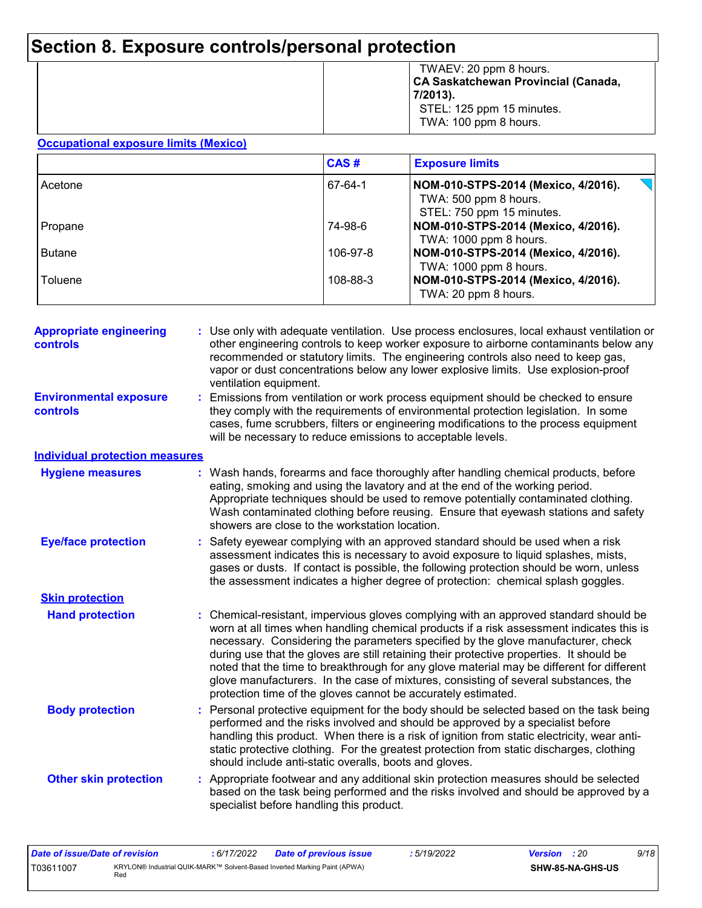# Section 8. Exposure controls/personal protection

| | | |
|---|---|---|
| | | TWAEV: 20 ppm 8 hours. **CA Saskatchewan Provincial (Canada, 7/2013).** STEL: 125 ppm 15 minutes. TWA: 100 ppm 8 hours. |

**Occupational exposure limits (Mexico)**

| | CAS # | Exposure limits |
|---|---|---|
| Acetone | 67-64-1 | **NOM-010-STPS-2014 (Mexico, 4/2016).** TWA: 500 ppm 8 hours. STEL: 750 ppm 15 minutes. |
| Propane | 74-98-6 | **NOM-010-STPS-2014 (Mexico, 4/2016).** TWA: 1000 ppm 8 hours. |
| Butane | 106-97-8 | **NOM-010-STPS-2014 (Mexico, 4/2016).** TWA: 1000 ppm 8 hours. |
| Toluene | 108-88-3 | **NOM-010-STPS-2014 (Mexico, 4/2016).** TWA: 20 ppm 8 hours. |

**Appropriate engineering controls** : Use only with adequate ventilation. Use process enclosures, local exhaust ventilation or other engineering controls to keep worker exposure to airborne contaminants below any recommended or statutory limits. The engineering controls also need to keep gas, vapor or dust concentrations below any lower explosive limits. Use explosion-proof ventilation equipment.

**Environmental exposure controls** : Emissions from ventilation or work process equipment should be checked to ensure they comply with the requirements of environmental protection legislation. In some cases, fume scrubbers, filters or engineering modifications to the process equipment will be necessary to reduce emissions to acceptable levels.

**Individual protection measures**

**Hygiene measures** : Wash hands, forearms and face thoroughly after handling chemical products, before eating, smoking and using the lavatory and at the end of the working period. Appropriate techniques should be used to remove potentially contaminated clothing. Wash contaminated clothing before reusing. Ensure that eyewash stations and safety showers are close to the workstation location.

**Eye/face protection** : Safety eyewear complying with an approved standard should be used when a risk assessment indicates this is necessary to avoid exposure to liquid splashes, mists, gases or dusts. If contact is possible, the following protection should be worn, unless the assessment indicates a higher degree of protection: chemical splash goggles.

**Skin protection**

**Hand protection** : Chemical-resistant, impervious gloves complying with an approved standard should be worn at all times when handling chemical products if a risk assessment indicates this is necessary. Considering the parameters specified by the glove manufacturer, check during use that the gloves are still retaining their protective properties. It should be noted that the time to breakthrough for any glove material may be different for different glove manufacturers. In the case of mixtures, consisting of several substances, the protection time of the gloves cannot be accurately estimated.

**Body protection** : Personal protective equipment for the body should be selected based on the task being performed and the risks involved and should be approved by a specialist before handling this product. When there is a risk of ignition from static electricity, wear anti-static protective clothing. For the greatest protection from static discharges, clothing should include anti-static overalls, boots and gloves.

**Other skin protection** : Appropriate footwear and any additional skin protection measures should be selected based on the task being performed and the risks involved and should be approved by a specialist before handling this product.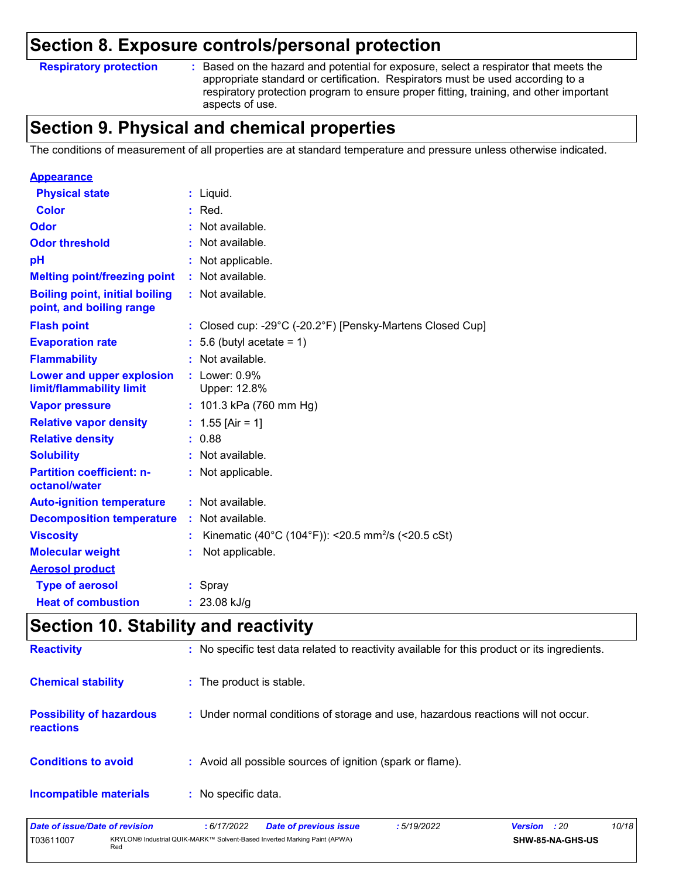## Section 8. Exposure controls/personal protection

**Respiratory protection** : Based on the hazard and potential for exposure, select a respirator that meets the appropriate standard or certification. Respirators must be used according to a respiratory protection program to ensure proper fitting, training, and other important aspects of use.

## Section 9. Physical and chemical properties

The conditions of measurement of all properties are at standard temperature and pressure unless otherwise indicated.

**Appearance**

| | |
|---|---|
| **Physical state** | : Liquid. |
| **Color** | : Red. |
| **Odor** | : Not available. |
| **Odor threshold** | : Not available. |
| **pH** | : Not applicable. |
| **Melting point/freezing point** | : Not available. |
| **Boiling point, initial boiling point, and boiling range** | : Not available. |
| **Flash point** | : Closed cup: -29°C (-20.2°F) [Pensky-Martens Closed Cup] |
| **Evaporation rate** | : 5.6 (butyl acetate = 1) |
| **Flammability** | : Not available. |
| **Lower and upper explosion limit/flammability limit** | : Lower: 0.9% Upper: 12.8% |
| **Vapor pressure** | : 101.3 kPa (760 mm Hg) |
| **Relative vapor density** | : 1.55 [Air = 1] |
| **Relative density** | : 0.88 |
| **Solubility** | : Not available. |
| **Partition coefficient: n-octanol/water** | : Not applicable. |
| **Auto-ignition temperature** | : Not available. |
| **Decomposition temperature** | : Not available. |
| **Viscosity** | : Kinematic (40°C (104°F)): <20.5 $mm^2/s$ (<20.5 cSt) |
| **Molecular weight** | : Not applicable. |

**Aerosol product**

| | |
|---|---|
| **Type of aerosol** | : Spray |
| **Heat of combustion** | : 23.08 kJ/g |

## Section 10. Stability and reactivity

| | |
|---|---|
| **Reactivity** | : No specific test data related to reactivity available for this product or its ingredients. |
| **Chemical stability** | : The product is stable. |
| **Possibility of hazardous reactions** | : Under normal conditions of storage and use, hazardous reactions will not occur. |
| **Conditions to avoid** | : Avoid all possible sources of ignition (spark or flame). |
| **Incompatible materials** | : No specific data. |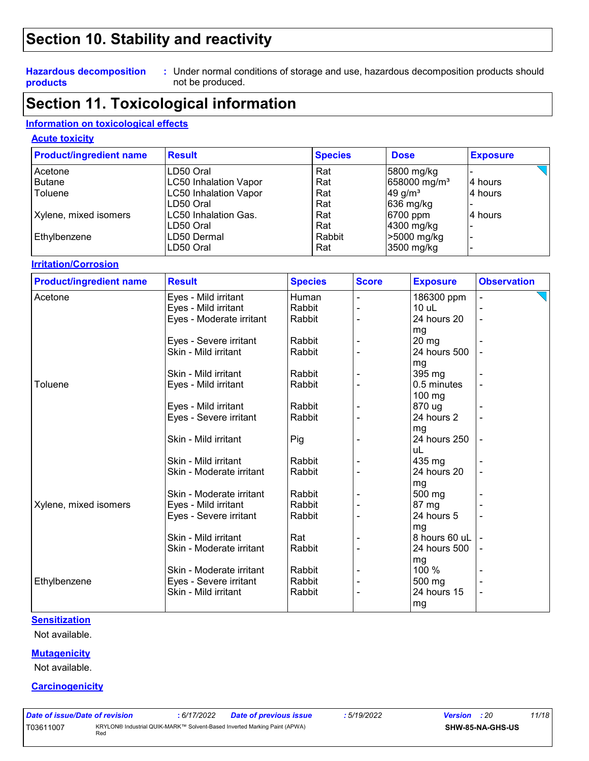# Section 10. Stability and reactivity

**Hazardous decomposition products** : Under normal conditions of storage and use, hazardous decomposition products should not be produced.

# Section 11. Toxicological information

## Information on toxicological effects

### Acute toxicity

| Product/ingredient name | Result | Species | Dose | Exposure |
|---|---|---|---|---|
| Acetone | LD50 Oral | Rat | 5800 mg/kg | - |
| Butane | LC50 Inhalation Vapor | Rat | 658000 mg/m³ | 4 hours |
| Toluene | LC50 Inhalation Vapor | Rat | 49 g/m³ | 4 hours |
| | LD50 Oral | Rat | 636 mg/kg | - |
| Xylene, mixed isomers | LC50 Inhalation Gas. | Rat | 6700 ppm | 4 hours |
| | LD50 Oral | Rat | 4300 mg/kg | - |
| Ethylbenzene | LD50 Dermal | Rabbit | >5000 mg/kg | - |
| | LD50 Oral | Rat | 3500 mg/kg | - |

### Irritation/Corrosion

| Product/ingredient name | Result | Species | Score | Exposure | Observation |
|---|---|---|---|---|---|
| Acetone | Eyes - Mild irritant | Human | - | 186300 ppm | - |
| | Eyes - Mild irritant | Rabbit | - | 10 uL | - |
| | Eyes - Moderate irritant | Rabbit | - | 24 hours 20 mg | - |
| | Eyes - Severe irritant | Rabbit | - | 20 mg | - |
| | Skin - Mild irritant | Rabbit | - | 24 hours 500 mg | - |
| | Skin - Mild irritant | Rabbit | - | 395 mg | - |
| Toluene | Eyes - Mild irritant | Rabbit | - | 0.5 minutes 100 mg | - |
| | Eyes - Mild irritant | Rabbit | - | 870 ug | - |
| | Eyes - Severe irritant | Rabbit | - | 24 hours 2 mg | - |
| | Skin - Mild irritant | Pig | - | 24 hours 250 uL | - |
| | Skin - Mild irritant | Rabbit | - | 435 mg | - |
| | Skin - Moderate irritant | Rabbit | - | 24 hours 20 mg | - |
| | Skin - Moderate irritant | Rabbit | - | 500 mg | - |
| Xylene, mixed isomers | Eyes - Mild irritant | Rabbit | - | 87 mg | - |
| | Eyes - Severe irritant | Rabbit | - | 24 hours 5 mg | - |
| | Skin - Mild irritant | Rat | - | 8 hours 60 uL | - |
| | Skin - Moderate irritant | Rabbit | - | 24 hours 500 mg | - |
| | Skin - Moderate irritant | Rabbit | - | 100 % | - |
| Ethylbenzene | Eyes - Severe irritant | Rabbit | - | 500 mg | - |
| | Skin - Mild irritant | Rabbit | - | 24 hours 15 mg | - |

### Sensitization

Not available.

### Mutagenicity

Not available.

### Carcinogenicity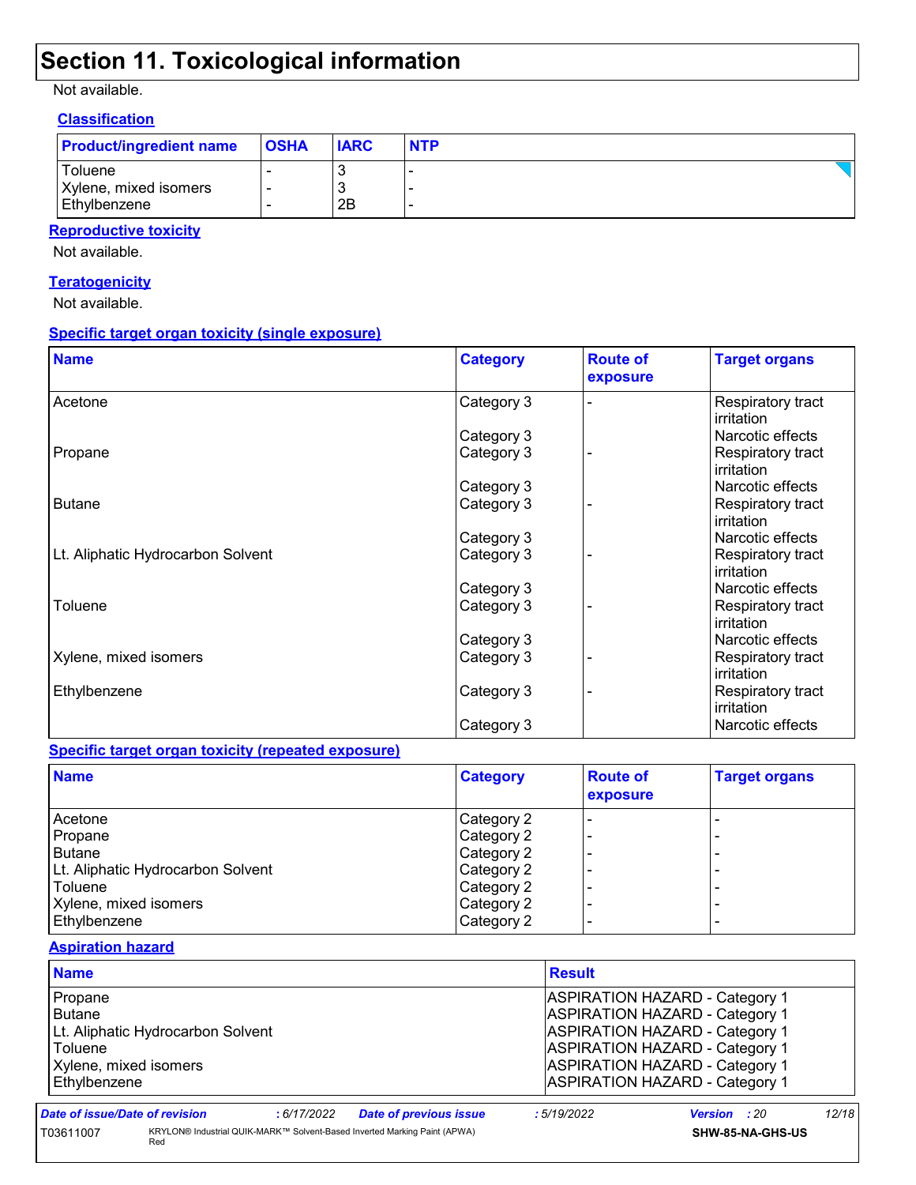## Section 11. Toxicological information

Not available.

### Classification

| Product/ingredient name | OSHA | IARC | NTP |
|---|---|---|---|
| Toluene | - | 3 | - |
| Xylene, mixed isomers | - | 3 | - |
| Ethylbenzene | - | 2B | - |

### Reproductive toxicity

Not available.

### Teratogenicity

Not available.

### Specific target organ toxicity (single exposure)

| Name | Category | Route of exposure | Target organs |
|---|---|---|---|
| Acetone | Category 3 | - | Respiratory tract irritation |
| | Category 3 | | Narcotic effects |
| Propane | Category 3 | - | Respiratory tract irritation |
| | Category 3 | | Narcotic effects |
| Butane | Category 3 | - | Respiratory tract irritation |
| | Category 3 | | Narcotic effects |
| Lt. Aliphatic Hydrocarbon Solvent | Category 3 | - | Respiratory tract irritation |
| | Category 3 | | Narcotic effects |
| Toluene | Category 3 | - | Respiratory tract irritation |
| | Category 3 | | Narcotic effects |
| Xylene, mixed isomers | Category 3 | - | Respiratory tract irritation |
| Ethylbenzene | Category 3 | - | Respiratory tract irritation |
| | Category 3 | | Narcotic effects |

### Specific target organ toxicity (repeated exposure)

| Name | Category | Route of exposure | Target organs |
|---|---|---|---|
| Acetone | Category 2 | - | - |
| Propane | Category 2 | - | - |
| Butane | Category 2 | - | - |
| Lt. Aliphatic Hydrocarbon Solvent | Category 2 | - | - |
| Toluene | Category 2 | - | - |
| Xylene, mixed isomers | Category 2 | - | - |
| Ethylbenzene | Category 2 | - | - |

### Aspiration hazard

| Name | Result |
|---|---|
| Propane | ASPIRATION HAZARD - Category 1 |
| Butane | ASPIRATION HAZARD - Category 1 |
| Lt. Aliphatic Hydrocarbon Solvent | ASPIRATION HAZARD - Category 1 |
| Toluene | ASPIRATION HAZARD - Category 1 |
| Xylene, mixed isomers | ASPIRATION HAZARD - Category 1 |
| Ethylbenzene | ASPIRATION HAZARD - Category 1 |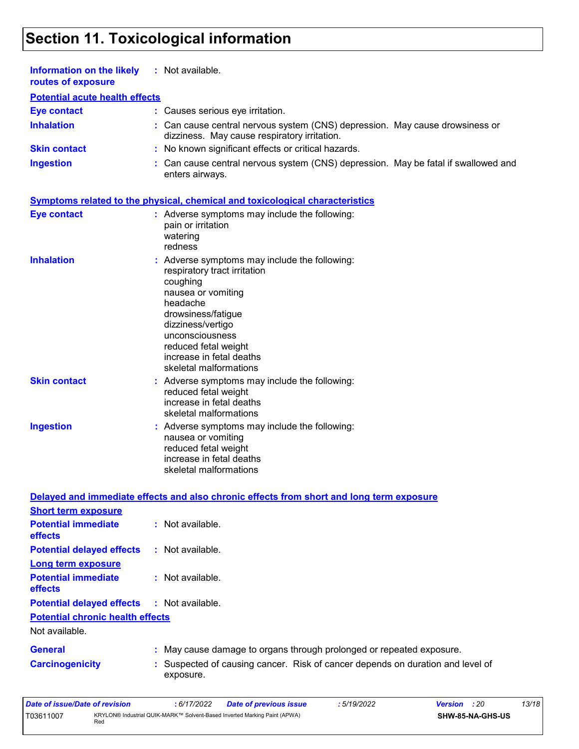# Section 11. Toxicological information

**Information on the likely routes of exposure** : Not available.

**Potential acute health effects**

**Eye contact** : Causes serious eye irritation.

**Inhalation** : Can cause central nervous system (CNS) depression. May cause drowsiness or dizziness. May cause respiratory irritation.

**Skin contact** : No known significant effects or critical hazards.

**Ingestion** : Can cause central nervous system (CNS) depression. May be fatal if swallowed and enters airways.

**Symptoms related to the physical, chemical and toxicological characteristics**

**Eye contact** : Adverse symptoms may include the following:
pain or irritation
watering
redness

**Inhalation** : Adverse symptoms may include the following:
respiratory tract irritation
coughing
nausea or vomiting
headache
drowsiness/fatigue
dizziness/vertigo
unconsciousness
reduced fetal weight
increase in fetal deaths
skeletal malformations

**Skin contact** : Adverse symptoms may include the following:
reduced fetal weight
increase in fetal deaths
skeletal malformations

**Ingestion** : Adverse symptoms may include the following:
nausea or vomiting
reduced fetal weight
increase in fetal deaths
skeletal malformations

**Delayed and immediate effects and also chronic effects from short and long term exposure**

**Short term exposure**

**Potential immediate effects** : Not available.

**Potential delayed effects** : Not available.

**Long term exposure**

**Potential immediate effects** : Not available.

**Potential delayed effects** : Not available.

**Potential chronic health effects**

Not available.

**General** : May cause damage to organs through prolonged or repeated exposure.

**Carcinogenicity** : Suspected of causing cancer. Risk of cancer depends on duration and level of exposure.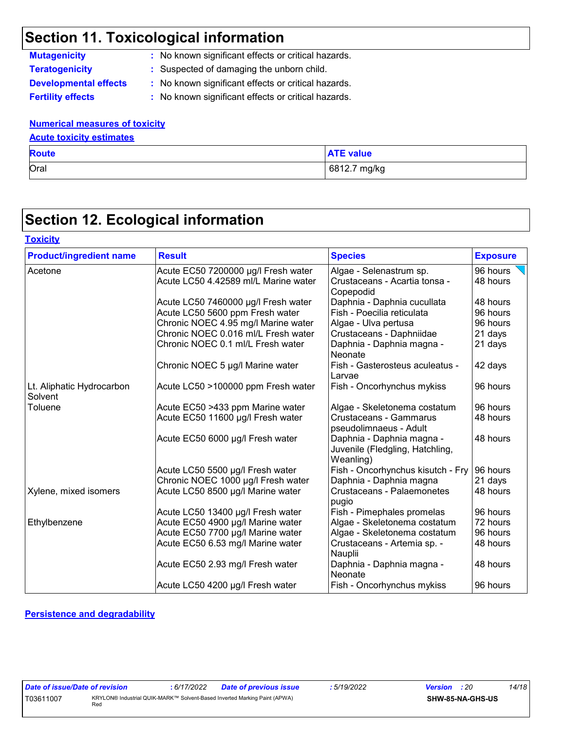## Section 11. Toxicological information

**Mutagenicity** : No known significant effects or critical hazards.

**Teratogenicity** : Suspected of damaging the unborn child.

**Developmental effects** : No known significant effects or critical hazards.

**Fertility effects** : No known significant effects or critical hazards.

**Numerical measures of toxicity**

**Acute toxicity estimates**

| Route | ATE value |
|---|---|
| Oral | 6812.7 mg/kg |

## Section 12. Ecological information

**Toxicity**

| Product/ingredient name | Result | Species | Exposure |
|---|---|---|---|
| Acetone | Acute EC50 7200000 µg/l Fresh water | Algae - Selenastrum sp. | 96 hours |
| | Acute LC50 4.42589 ml/L Marine water | Crustaceans - Acartia tonsa - Copepodid | 48 hours |
| | Acute LC50 7460000 µg/l Fresh water | Daphnia - Daphnia cucullata | 48 hours |
| | Acute LC50 5600 ppm Fresh water | Fish - Poecilia reticulata | 96 hours |
| | Chronic NOEC 4.95 mg/l Marine water | Algae - Ulva pertusa | 96 hours |
| | Chronic NOEC 0.016 ml/L Fresh water | Crustaceans - Daphniidae | 21 days |
| | Chronic NOEC 0.1 ml/L Fresh water | Daphnia - Daphnia magna - Neonate | 21 days |
| | Chronic NOEC 5 µg/l Marine water | Fish - Gasterosteus aculeatus - Larvae | 42 days |
| Lt. Aliphatic Hydrocarbon Solvent | Acute LC50 >100000 ppm Fresh water | Fish - Oncorhynchus mykiss | 96 hours |
| Toluene | Acute EC50 >433 ppm Marine water | Algae - Skeletonema costatum | 96 hours |
| | Acute EC50 11600 µg/l Fresh water | Crustaceans - Gammarus pseudolimnaeus - Adult | 48 hours |
| | Acute EC50 6000 µg/l Fresh water | Daphnia - Daphnia magna - Juvenile (Fledgling, Hatchling, Weanling) | 48 hours |
| | Acute LC50 5500 µg/l Fresh water | Fish - Oncorhynchus kisutch - Fry | 96 hours |
| | Chronic NOEC 1000 µg/l Fresh water | Daphnia - Daphnia magna | 21 days |
| Xylene, mixed isomers | Acute LC50 8500 µg/l Marine water | Crustaceans - Palaemonetes pugio | 48 hours |
| | Acute LC50 13400 µg/l Fresh water | Fish - Pimephales promelas | 96 hours |
| Ethylbenzene | Acute EC50 4900 µg/l Marine water | Algae - Skeletonema costatum | 72 hours |
| | Acute EC50 7700 µg/l Marine water | Algae - Skeletonema costatum | 96 hours |
| | Acute EC50 6.53 mg/l Marine water | Crustaceans - Artemia sp. - Nauplii | 48 hours |
| | Acute EC50 2.93 mg/l Fresh water | Daphnia - Daphnia magna - Neonate | 48 hours |
| | Acute LC50 4200 µg/l Fresh water | Fish - Oncorhynchus mykiss | 96 hours |

**Persistence and degradability**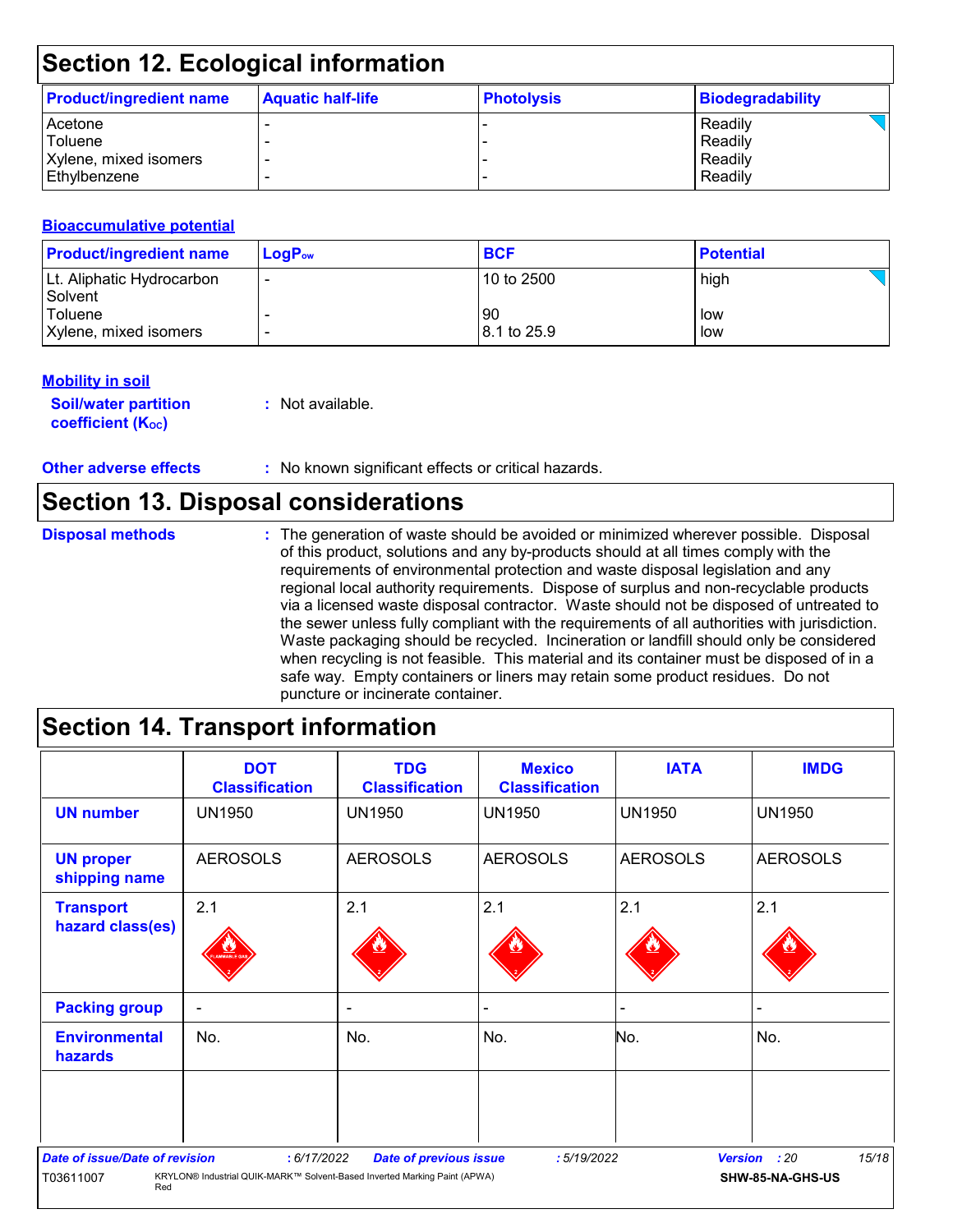## Section 12. Ecological information

| Product/ingredient name | Aquatic half-life | Photolysis | Biodegradability |
|---|---|---|---|
| Acetone | - | - | Readily |
| Toluene | - | - | Readily |
| Xylene, mixed isomers | - | - | Readily |
| Ethylbenzene | - | - | Readily |

### Bioaccumulative potential

| Product/ingredient name | $LogP_{ow}$ | BCF | Potential |
|---|---|---|---|
| Lt. Aliphatic Hydrocarbon Solvent | - | 10 to 2500 | high |
| Toluene | - | 90 | low |
| Xylene, mixed isomers | - | 8.1 to 25.9 | low |

### Mobility in soil

**Soil/water partition coefficient ($K_{OC}$)** : Not available.

**Other adverse effects** : No known significant effects or critical hazards.

## Section 13. Disposal considerations

**Disposal methods** : The generation of waste should be avoided or minimized wherever possible. Disposal of this product, solutions and any by-products should at all times comply with the requirements of environmental protection and waste disposal legislation and any regional local authority requirements. Dispose of surplus and non-recyclable products via a licensed waste disposal contractor. Waste should not be disposed of untreated to the sewer unless fully compliant with the requirements of all authorities with jurisdiction. Waste packaging should be recycled. Incineration or landfill should only be considered when recycling is not feasible. This material and its container must be disposed of in a safe way. Empty containers or liners may retain some product residues. Do not puncture or incinerate container.

## Section 14. Transport information

| | DOT Classification | TDG Classification | Mexico Classification | IATA | IMDG |
|---|---|---|---|---|---|
| UN number | UN1950 | UN1950 | UN1950 | UN1950 | UN1950 |
| UN proper shipping name | AEROSOLS | AEROSOLS | AEROSOLS | AEROSOLS | AEROSOLS |
| Transport hazard class(es) | 2.1 | 2.1 | 2.1 | 2.1 | 2.1 |
| Packing group | - | - | - | - | - |
| Environmental hazards | No. | No. | No. | No. | No. |
| | | | | | |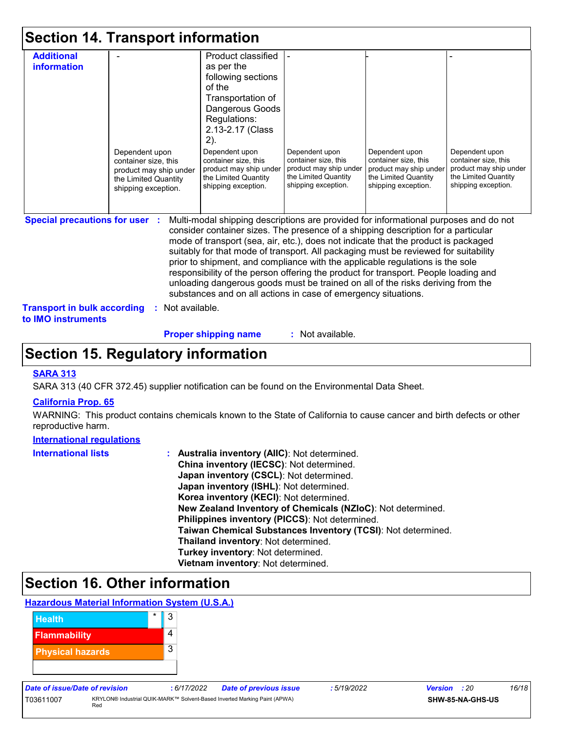# Section 14. Transport information

| Additional information | - | Product classified as per the following sections of the Transportation of Dangerous Goods Regulations: 2.13-2.17 (Class 2). | - | - | - |
|---|---|---|---|---|---|
| | Dependent upon container size, this product may ship under the Limited Quantity shipping exception. | Dependent upon container size, this product may ship under the Limited Quantity shipping exception. | Dependent upon container size, this product may ship under the Limited Quantity shipping exception. | Dependent upon container size, this product may ship under the Limited Quantity shipping exception. | Dependent upon container size, this product may ship under the Limited Quantity shipping exception. |

**Special precautions for user** : Multi-modal shipping descriptions are provided for informational purposes and do not consider container sizes. The presence of a shipping description for a particular mode of transport (sea, air, etc.), does not indicate that the product is packaged suitably for that mode of transport. All packaging must be reviewed for suitability prior to shipment, and compliance with the applicable regulations is the sole responsibility of the person offering the product for transport. People loading and unloading dangerous goods must be trained on all of the risks deriving from the substances and on all actions in case of emergency situations.

**Transport in bulk according to IMO instruments** : Not available.

**Proper shipping name** : Not available.

# Section 15. Regulatory information

**SARA 313**

SARA 313 (40 CFR 372.45) supplier notification can be found on the Environmental Data Sheet.

**California Prop. 65**

WARNING: This product contains chemicals known to the State of California to cause cancer and birth defects or other reproductive harm.

**International regulations**

**International lists** :
**Australia inventory (AIIC)**: Not determined.
**China inventory (IECSC)**: Not determined.
**Japan inventory (CSCL)**: Not determined.
**Japan inventory (ISHL)**: Not determined.
**Korea inventory (KECI)**: Not determined.
**New Zealand Inventory of Chemicals (NZIoC)**: Not determined.
**Philippines inventory (PICCS)**: Not determined.
**Taiwan Chemical Substances Inventory (TCSI)**: Not determined.
**Thailand inventory**: Not determined.
**Turkey inventory**: Not determined.
**Vietnam inventory**: Not determined.

# Section 16. Other information

**Hazardous Material Information System (U.S.A.)**

| | | |
|---|---|---|
| Health | * | 3 |
| Flammability | | 4 |
| Physical hazards | | 3 |

Date of issue/Date of revision : 6/17/2022 Date of previous issue : 5/19/2022 Version : 20

T03611007 KRYLON® Industrial QUIK-MARK™ Solvent-Based Inverted Marking Paint (APWA) Red SHW-85-NA-GHS-US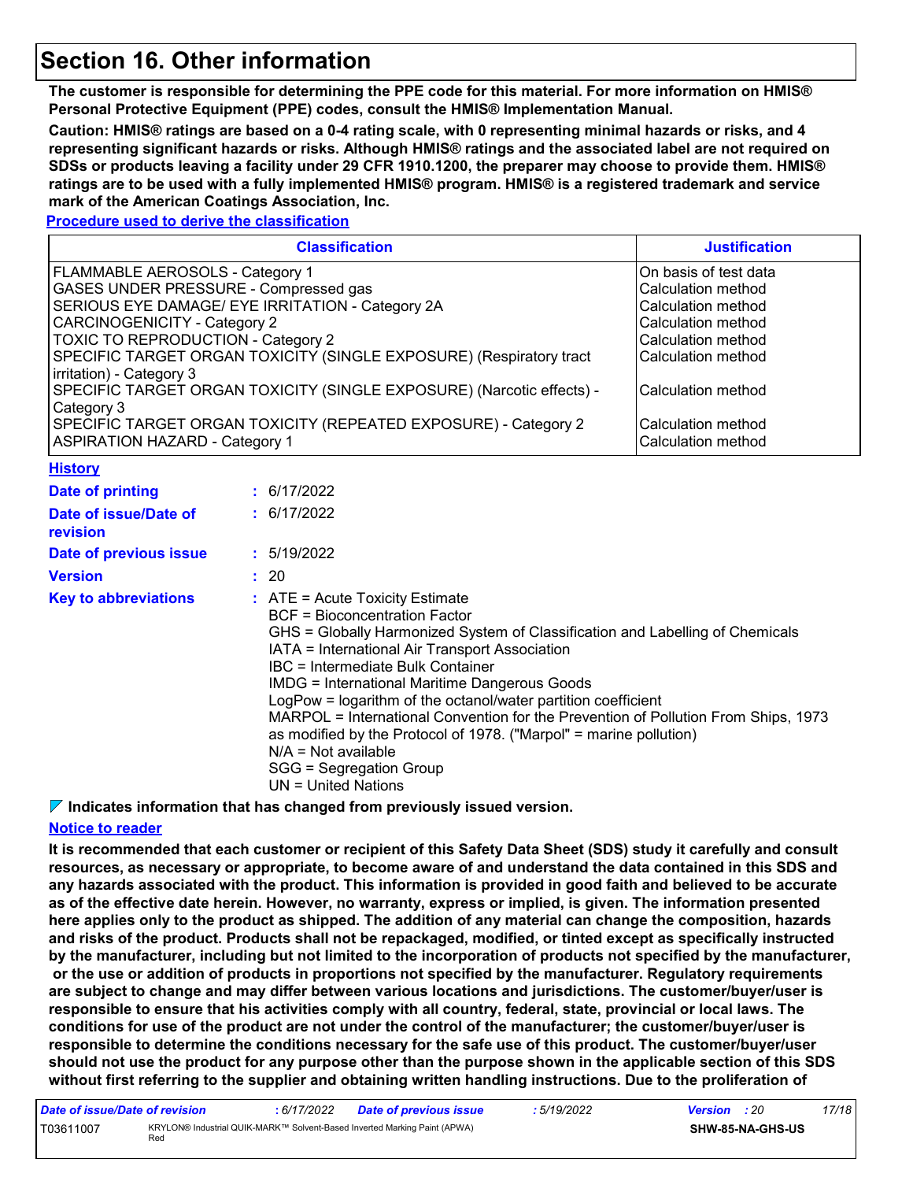# Section 16. Other information

**The customer is responsible for determining the PPE code for this material. For more information on HMIS® Personal Protective Equipment (PPE) codes, consult the HMIS® Implementation Manual.**

**Caution: HMIS® ratings are based on a 0-4 rating scale, with 0 representing minimal hazards or risks, and 4 representing significant hazards or risks. Although HMIS® ratings and the associated label are not required on SDSs or products leaving a facility under 29 CFR 1910.1200, the preparer may choose to provide them. HMIS® ratings are to be used with a fully implemented HMIS® program. HMIS® is a registered trademark and service mark of the American Coatings Association, Inc.**

**Procedure used to derive the classification**

| Classification | Justification |
|---|---|
| FLAMMABLE AEROSOLS - Category 1 | On basis of test data |
| GASES UNDER PRESSURE - Compressed gas | Calculation method |
| SERIOUS EYE DAMAGE/ EYE IRRITATION - Category 2A | Calculation method |
| CARCINOGENICITY - Category 2 | Calculation method |
| TOXIC TO REPRODUCTION - Category 2 | Calculation method |
| SPECIFIC TARGET ORGAN TOXICITY (SINGLE EXPOSURE) (Respiratory tract irritation) - Category 3 | Calculation method |
| SPECIFIC TARGET ORGAN TOXICITY (SINGLE EXPOSURE) (Narcotic effects) - Category 3 | Calculation method |
| SPECIFIC TARGET ORGAN TOXICITY (REPEATED EXPOSURE) - Category 2 | Calculation method |
| ASPIRATION HAZARD - Category 1 | Calculation method |

**History**

**Date of printing** : 6/17/2022

**Date of issue/Date of revision** : 6/17/2022

**Date of previous issue** : 5/19/2022

**Version** : 20

**Key to abbreviations** :
ATE = Acute Toxicity Estimate
BCF = Bioconcentration Factor
GHS = Globally Harmonized System of Classification and Labelling of Chemicals
IATA = International Air Transport Association
IBC = Intermediate Bulk Container
IMDG = International Maritime Dangerous Goods
LogPow = logarithm of the octanol/water partition coefficient
MARPOL = International Convention for the Prevention of Pollution From Ships, 1973 as modified by the Protocol of 1978. ("Marpol" = marine pollution)
N/A = Not available
SGG = Segregation Group
UN = United Nations

**Indicates information that has changed from previously issued version.**

**Notice to reader**

**It is recommended that each customer or recipient of this Safety Data Sheet (SDS) study it carefully and consult resources, as necessary or appropriate, to become aware of and understand the data contained in this SDS and any hazards associated with the product. This information is provided in good faith and believed to be accurate as of the effective date herein. However, no warranty, express or implied, is given. The information presented here applies only to the product as shipped. The addition of any material can change the composition, hazards and risks of the product. Products shall not be repackaged, modified, or tinted except as specifically instructed by the manufacturer, including but not limited to the incorporation of products not specified by the manufacturer, or the use or addition of products in proportions not specified by the manufacturer. Regulatory requirements are subject to change and may differ between various locations and jurisdictions. The customer/buyer/user is responsible to ensure that his activities comply with all country, federal, state, provincial or local laws. The conditions for use of the product are not under the control of the manufacturer; the customer/buyer/user is responsible to determine the conditions necessary for the safe use of this product. The customer/buyer/user should not use the product for any purpose other than the purpose shown in the applicable section of this SDS without first referring to the supplier and obtaining written handling instructions. Due to the proliferation of**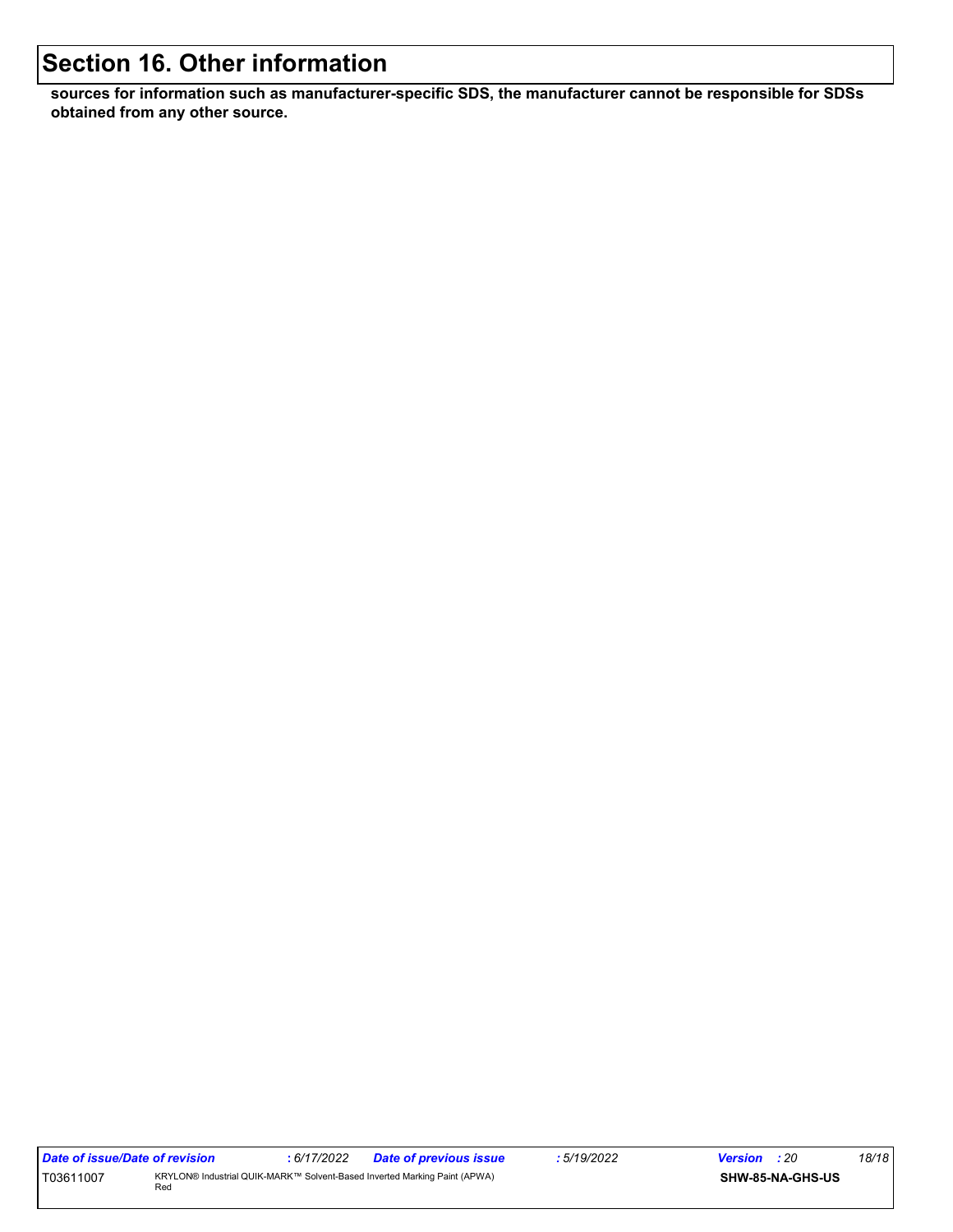# Section 16. Other information

**sources for information such as manufacturer-specific SDS, the manufacturer cannot be responsible for SDSs obtained from any other source.**